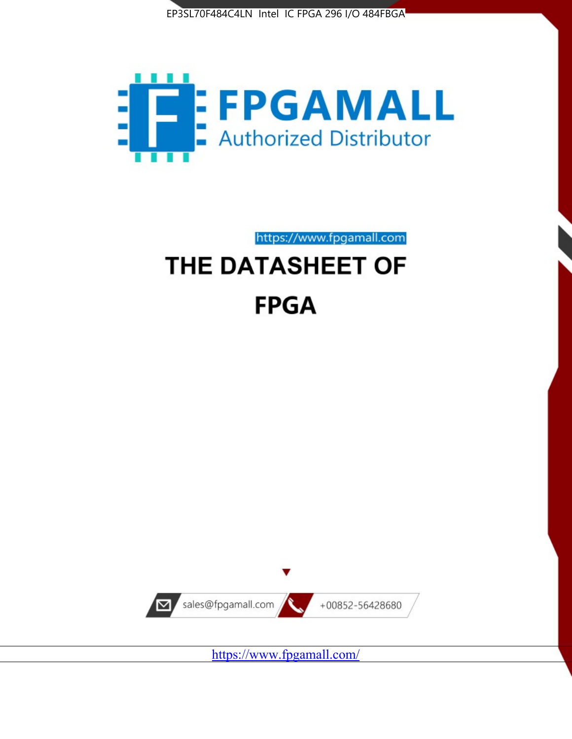EP3SL70F484C4LN Intel IC FPGA 296 I/O 484FBGA

FPGAMALL

Authorized Distributor

https://www.fpgamall.com

# THE DATASHEET OF

# FPGA

sales@fpgamall.com

+00852-56428680

https://www.fpgamall.com/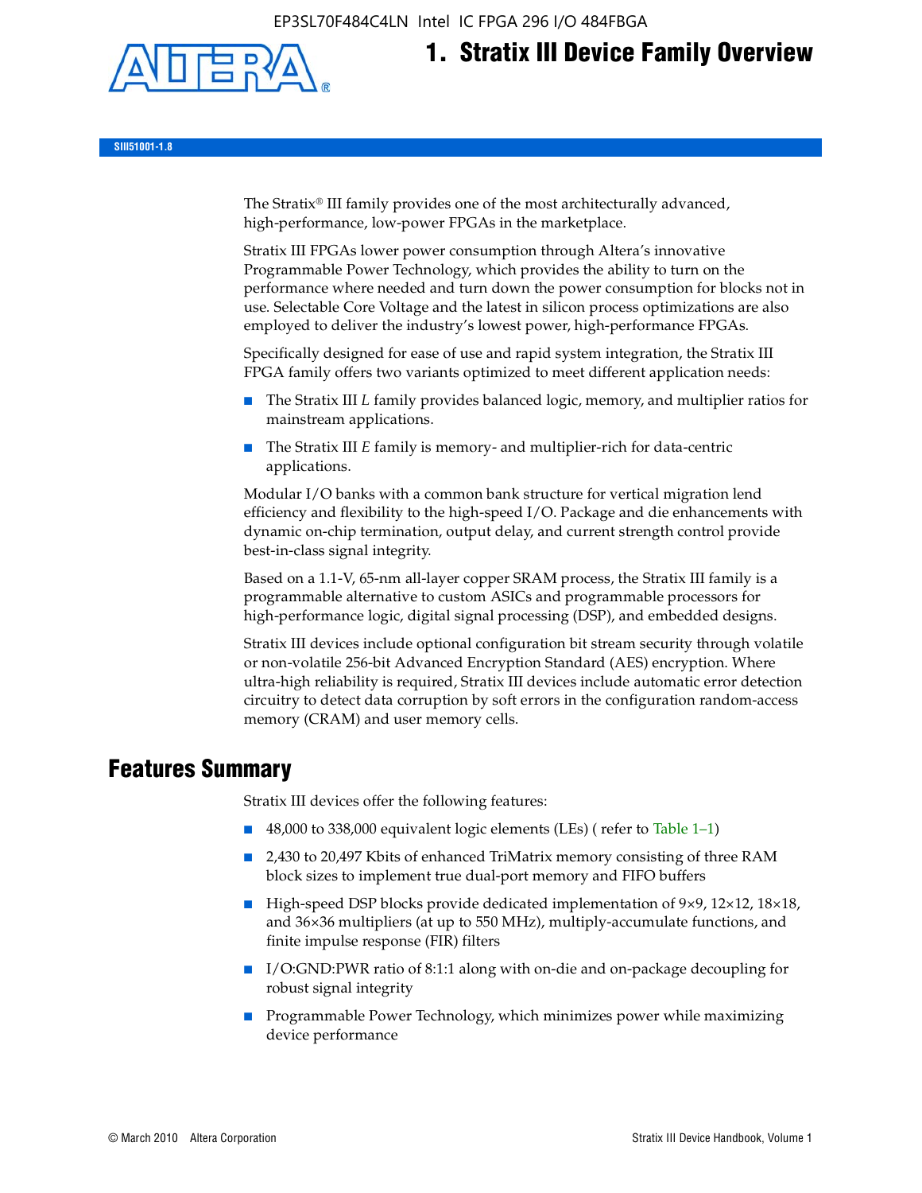# 1. Stratix III Device Family Overview

SIII51001-1.8

The Stratix® III family provides one of the most architecturally advanced, high-performance, low-power FPGAs in the marketplace.

Stratix III FPGAs lower power consumption through Altera's innovative Programmable Power Technology, which provides the ability to turn on the performance where needed and turn down the power consumption for blocks not in use. Selectable Core Voltage and the latest in silicon process optimizations are also employed to deliver the industry's lowest power, high-performance FPGAs.

Specifically designed for ease of use and rapid system integration, the Stratix III FPGA family offers two variants optimized to meet different application needs:

- The Stratix III *L* family provides balanced logic, memory, and multiplier ratios for mainstream applications.
- The Stratix III *E* family is memory- and multiplier-rich for data-centric applications.

Modular I/O banks with a common bank structure for vertical migration lend efficiency and flexibility to the high-speed I/O. Package and die enhancements with dynamic on-chip termination, output delay, and current strength control provide best-in-class signal integrity.

Based on a 1.1-V, 65-nm all-layer copper SRAM process, the Stratix III family is a programmable alternative to custom ASICs and programmable processors for high-performance logic, digital signal processing (DSP), and embedded designs.

Stratix III devices include optional configuration bit stream security through volatile or non-volatile 256-bit Advanced Encryption Standard (AES) encryption. Where ultra-high reliability is required, Stratix III devices include automatic error detection circuitry to detect data corruption by soft errors in the configuration random-access memory (CRAM) and user memory cells.

## Features Summary

Stratix III devices offer the following features:

- 48,000 to 338,000 equivalent logic elements (LEs) ( refer to Table 1–1)
- 2,430 to 20,497 Kbits of enhanced TriMatrix memory consisting of three RAM block sizes to implement true dual-port memory and FIFO buffers
- High-speed DSP blocks provide dedicated implementation of 9×9, 12×12, 18×18, and 36×36 multipliers (at up to 550 MHz), multiply-accumulate functions, and finite impulse response (FIR) filters
- I/O:GND:PWR ratio of 8:1:1 along with on-die and on-package decoupling for robust signal integrity
- Programmable Power Technology, which minimizes power while maximizing device performance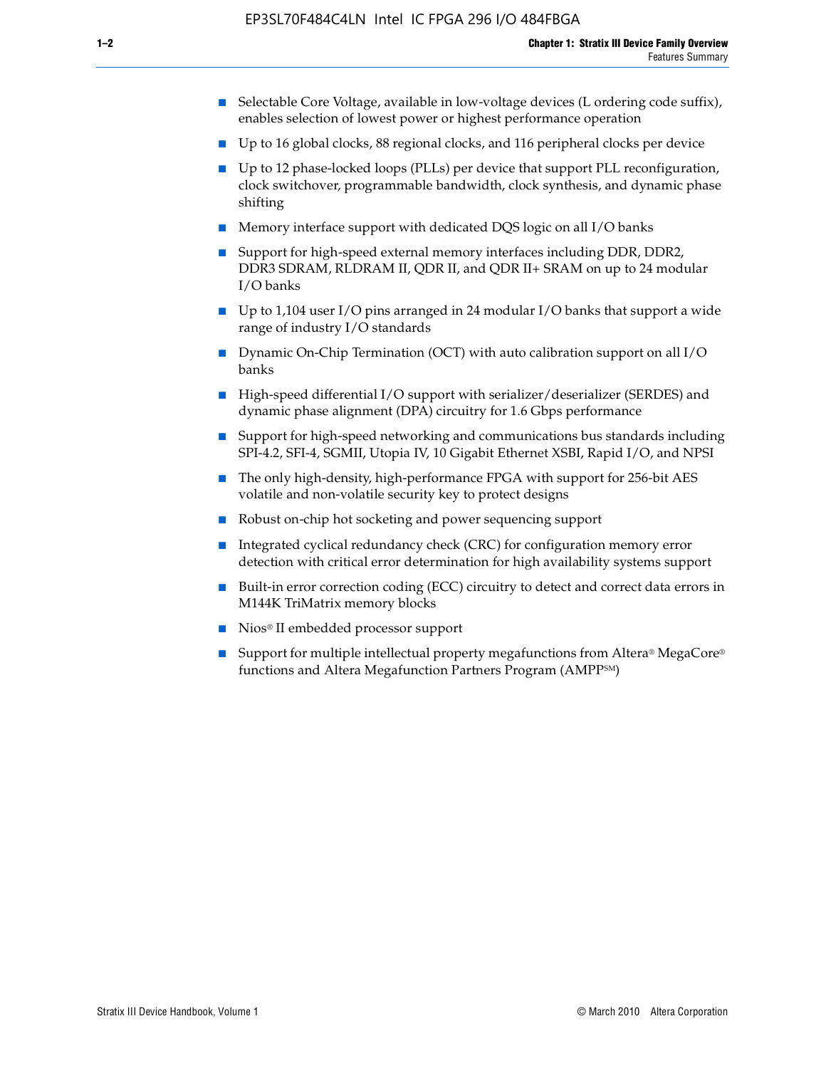- Selectable Core Voltage, available in low-voltage devices (L ordering code suffix), enables selection of lowest power or highest performance operation
- Up to 16 global clocks, 88 regional clocks, and 116 peripheral clocks per device
- Up to 12 phase-locked loops (PLLs) per device that support PLL reconfiguration, clock switchover, programmable bandwidth, clock synthesis, and dynamic phase shifting
- Memory interface support with dedicated DQS logic on all I/O banks
- Support for high-speed external memory interfaces including DDR, DDR2, DDR3 SDRAM, RLDRAM II, QDR II, and QDR II+ SRAM on up to 24 modular I/O banks
- Up to 1,104 user I/O pins arranged in 24 modular I/O banks that support a wide range of industry I/O standards
- Dynamic On-Chip Termination (OCT) with auto calibration support on all I/O banks
- High-speed differential I/O support with serializer/deserializer (SERDES) and dynamic phase alignment (DPA) circuitry for 1.6 Gbps performance
- Support for high-speed networking and communications bus standards including SPI-4.2, SFI-4, SGMII, Utopia IV, 10 Gigabit Ethernet XSBI, Rapid I/O, and NPSI
- The only high-density, high-performance FPGA with support for 256-bit AES volatile and non-volatile security key to protect designs
- Robust on-chip hot socketing and power sequencing support
- Integrated cyclical redundancy check (CRC) for configuration memory error detection with critical error determination for high availability systems support
- Built-in error correction coding (ECC) circuitry to detect and correct data errors in M144K TriMatrix memory blocks
- Nios® II embedded processor support
- Support for multiple intellectual property megafunctions from Altera® MegaCore® functions and Altera Megafunction Partners Program (AMPP℠)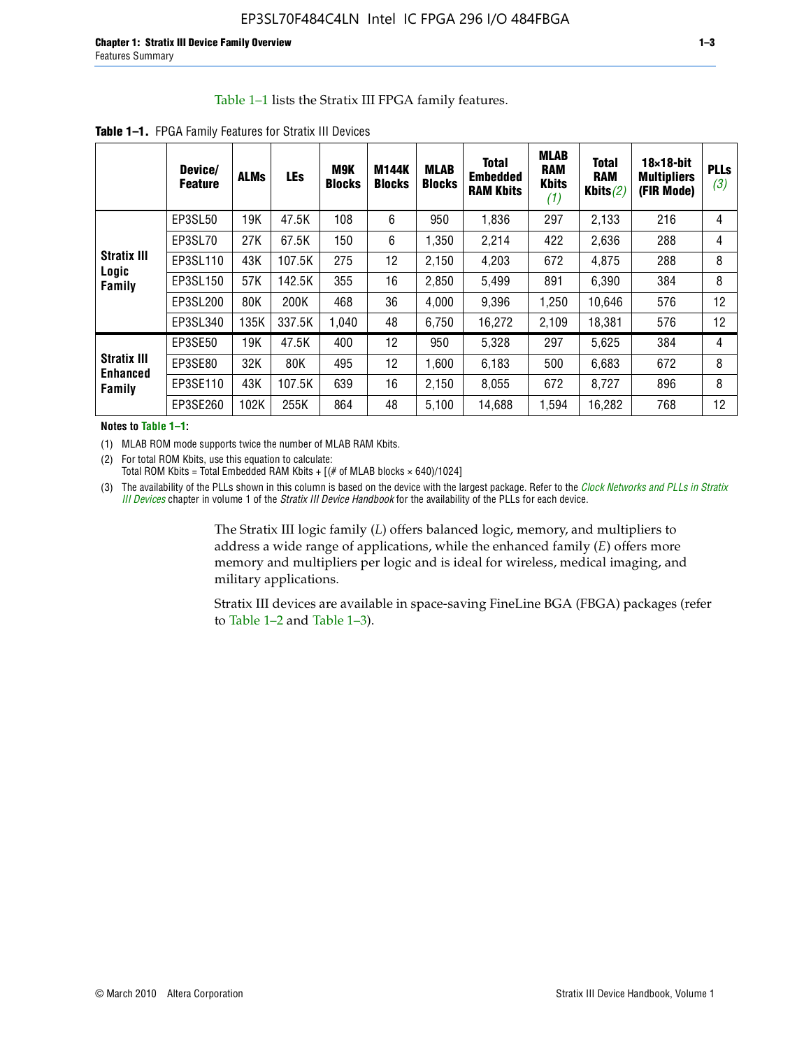Table 1–1 lists the Stratix III FPGA family features.

**Table 1–1.** FPGA Family Features for Stratix III Devices

| | Device/ Feature | ALMs | LEs | M9K Blocks | M144K Blocks | MLAB Blocks | Total Embedded RAM Kbits | MLAB RAM Kbits *(1)* | Total RAM Kbits *(2)* | 18×18-bit Multipliers (FIR Mode) | PLLs *(3)* |
|---|---|---|---|---|---|---|---|---|---|---|---|
| **Stratix III Logic Family** | EP3SL50 | 19K | 47.5K | 108 | 6 | 950 | 1,836 | 297 | 2,133 | 216 | 4 |
| | EP3SL70 | 27K | 67.5K | 150 | 6 | 1,350 | 2,214 | 422 | 2,636 | 288 | 4 |
| | EP3SL110 | 43K | 107.5K | 275 | 12 | 2,150 | 4,203 | 672 | 4,875 | 288 | 8 |
| | EP3SL150 | 57K | 142.5K | 355 | 16 | 2,850 | 5,499 | 891 | 6,390 | 384 | 8 |
| | EP3SL200 | 80K | 200K | 468 | 36 | 4,000 | 9,396 | 1,250 | 10,646 | 576 | 12 |
| | EP3SL340 | 135K | 337.5K | 1,040 | 48 | 6,750 | 16,272 | 2,109 | 18,381 | 576 | 12 |
| **Stratix III Enhanced Family** | EP3SE50 | 19K | 47.5K | 400 | 12 | 950 | 5,328 | 297 | 5,625 | 384 | 4 |
| | EP3SE80 | 32K | 80K | 495 | 12 | 1,600 | 6,183 | 500 | 6,683 | 672 | 8 |
| | EP3SE110 | 43K | 107.5K | 639 | 16 | 2,150 | 8,055 | 672 | 8,727 | 896 | 8 |
| | EP3SE260 | 102K | 255K | 864 | 48 | 5,100 | 14,688 | 1,594 | 16,282 | 768 | 12 |

**Notes to Table 1–1:**

(1) MLAB ROM mode supports twice the number of MLAB RAM Kbits.

(2) For total ROM Kbits, use this equation to calculate:
Total ROM Kbits = Total Embedded RAM Kbits + [(# of MLAB blocks × 640)/1024]

(3) The availability of the PLLs shown in this column is based on the device with the largest package. Refer to the *Clock Networks and PLLs in Stratix III Devices* chapter in volume 1 of the *Stratix III Device Handbook* for the availability of the PLLs for each device.

The Stratix III logic family (*L*) offers balanced logic, memory, and multipliers to address a wide range of applications, while the enhanced family (*E*) offers more memory and multipliers per logic and is ideal for wireless, medical imaging, and military applications.

Stratix III devices are available in space-saving FineLine BGA (FBGA) packages (refer to Table 1–2 and Table 1–3).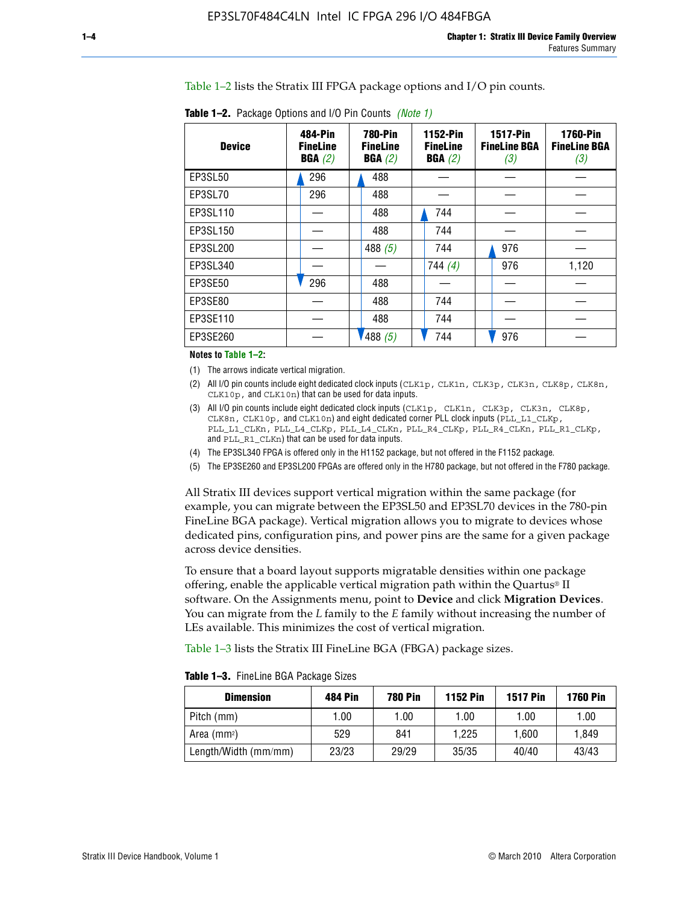Table 1–2 lists the Stratix III FPGA package options and I/O pin counts.

**Table 1–2.** Package Options and I/O Pin Counts *(Note 1)*

| Device | 484-Pin FineLine BGA *(2)* | 780-Pin FineLine BGA *(2)* | 1152-Pin FineLine BGA *(2)* | 1517-Pin FineLine BGA *(3)* | 1760-Pin FineLine BGA *(3)* |
|---|---|---|---|---|---|
| EP3SL50 | 296 | 488 | — | — | — |
| EP3SL70 | 296 | 488 | — | — | — |
| EP3SL110 | — | 488 | 744 | — | — |
| EP3SL150 | — | 488 | 744 | — | — |
| EP3SL200 | — | 488 *(5)* | 744 | 976 | — |
| EP3SL340 | — | — | 744 *(4)* | 976 | 1,120 |
| EP3SE50 | 296 | 488 | — | — | — |
| EP3SE80 | — | 488 | 744 | — | — |
| EP3SE110 | — | 488 | 744 | — | — |
| EP3SE260 | — | 488 *(5)* | 744 | 976 | — |

**Notes to Table 1–2:**

(1) The arrows indicate vertical migration.

(2) All I/O pin counts include eight dedicated clock inputs (`CLK1p`, `CLK1n`, `CLK3p`, `CLK3n`, `CLK8p`, `CLK8n`, `CLK10p`, and `CLK10n`) that can be used for data inputs.

(3) All I/O pin counts include eight dedicated clock inputs (`CLK1p`, `CLK1n`, `CLK3p`, `CLK3n`, `CLK8p`, `CLK8n`, `CLK10p`, and `CLK10n`) and eight dedicated corner PLL clock inputs (`PLL_L1_CLKp`, `PLL_L1_CLKn`, `PLL_L4_CLKp`, `PLL_L4_CLKn`, `PLL_R4_CLKp`, `PLL_R4_CLKn`, `PLL_R1_CLKp`, and `PLL_R1_CLKn`) that can be used for data inputs.

(4) The EP3SL340 FPGA is offered only in the H1152 package, but not offered in the F1152 package.

(5) The EP3SE260 and EP3SL200 FPGAs are offered only in the H780 package, but not offered in the F780 package.

All Stratix III devices support vertical migration within the same package (for example, you can migrate between the EP3SL50 and EP3SL70 devices in the 780-pin FineLine BGA package). Vertical migration allows you to migrate to devices whose dedicated pins, configuration pins, and power pins are the same for a given package across device densities.

To ensure that a board layout supports migratable densities within one package offering, enable the applicable vertical migration path within the Quartus® II software. On the Assignments menu, point to **Device** and click **Migration Devices**. You can migrate from the *L* family to the *E* family without increasing the number of LEs available. This minimizes the cost of vertical migration.

Table 1–3 lists the Stratix III FineLine BGA (FBGA) package sizes.

**Table 1–3.** FineLine BGA Package Sizes

| Dimension | 484 Pin | 780 Pin | 1152 Pin | 1517 Pin | 1760 Pin |
|---|---|---|---|---|---|
| Pitch (mm) | 1.00 | 1.00 | 1.00 | 1.00 | 1.00 |
| Area ($mm^2$) | 529 | 841 | 1,225 | 1,600 | 1,849 |
| Length/Width (mm/mm) | 23/23 | 29/29 | 35/35 | 40/40 | 43/43 |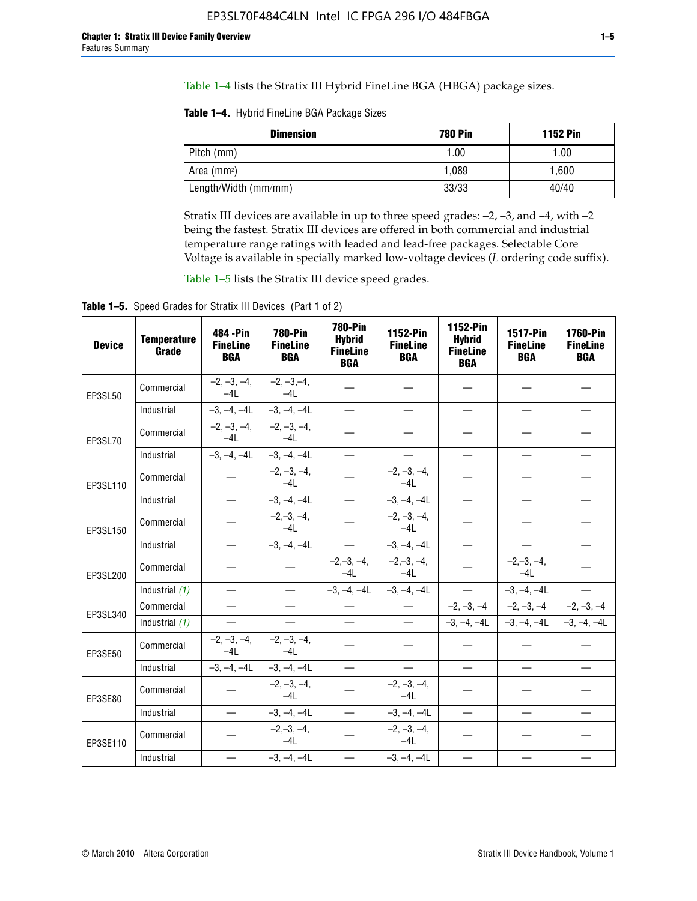Table 1–4 lists the Stratix III Hybrid FineLine BGA (HBGA) package sizes.

**Table 1–4.** Hybrid FineLine BGA Package Sizes

| Dimension | 780 Pin | 1152 Pin |
|---|---|---|
| Pitch (mm) | 1.00 | 1.00 |
| Area (mm²) | 1,089 | 1,600 |
| Length/Width (mm/mm) | 33/33 | 40/40 |

Stratix III devices are available in up to three speed grades: –2, –3, and –4, with –2 being the fastest. Stratix III devices are offered in both commercial and industrial temperature range ratings with leaded and lead-free packages. Selectable Core Voltage is available in specially marked low-voltage devices (*L* ordering code suffix).

Table 1–5 lists the Stratix III device speed grades.

**Table 1–5.** Speed Grades for Stratix III Devices (Part 1 of 2)

| Device | Temperature Grade | 484 -Pin FineLine BGA | 780-Pin FineLine BGA | 780-Pin Hybrid FineLine BGA | 1152-Pin FineLine BGA | 1152-Pin Hybrid FineLine BGA | 1517-Pin FineLine BGA | 1760-Pin FineLine BGA |
|---|---|---|---|---|---|---|---|---|
| EP3SL50 | Commercial | –2, –3, –4, –4L | –2, –3,–4, –4L | — | — | — | — | — |
| | Industrial | –3, –4, –4L | –3, –4, –4L | — | — | — | — | — |
| EP3SL70 | Commercial | –2, –3, –4, –4L | –2, –3, –4, –4L | — | — | — | — | — |
| | Industrial | –3, –4, –4L | –3, –4, –4L | — | — | — | — | — |
| EP3SL110 | Commercial | — | –2, –3, –4, –4L | — | –2, –3, –4, –4L | — | — | — |
| | Industrial | — | –3, –4, –4L | — | –3, –4, –4L | — | — | — |
| EP3SL150 | Commercial | — | –2,–3, –4, –4L | — | –2, –3, –4, –4L | — | — | — |
| | Industrial | — | –3, –4, –4L | — | –3, –4, –4L | — | — | — |
| EP3SL200 | Commercial | — | — | –2,–3, –4, –4L | –2,–3, –4, –4L | — | –2,–3, –4, –4L | — |
| | Industrial *(1)* | — | — | –3, –4, –4L | –3, –4, –4L | — | –3, –4, –4L | — |
| EP3SL340 | Commercial | — | — | — | — | –2, –3, –4 | –2, –3, –4 | –2, –3, –4 |
| | Industrial *(1)* | — | — | — | — | –3, –4, –4L | –3, –4, –4L | –3, –4, –4L |
| EP3SE50 | Commercial | –2, –3, –4, –4L | –2, –3, –4, –4L | — | — | — | — | — |
| | Industrial | –3, –4, –4L | –3, –4, –4L | — | — | — | — | — |
| EP3SE80 | Commercial | — | –2, –3, –4, –4L | — | –2, –3, –4, –4L | — | — | — |
| | Industrial | — | –3, –4, –4L | — | –3, –4, –4L | — | — | — |
| EP3SE110 | Commercial | — | –2,–3, –4, –4L | — | –2, –3, –4, –4L | — | — | — |
| | Industrial | — | –3, –4, –4L | — | –3, –4, –4L | — | — | — |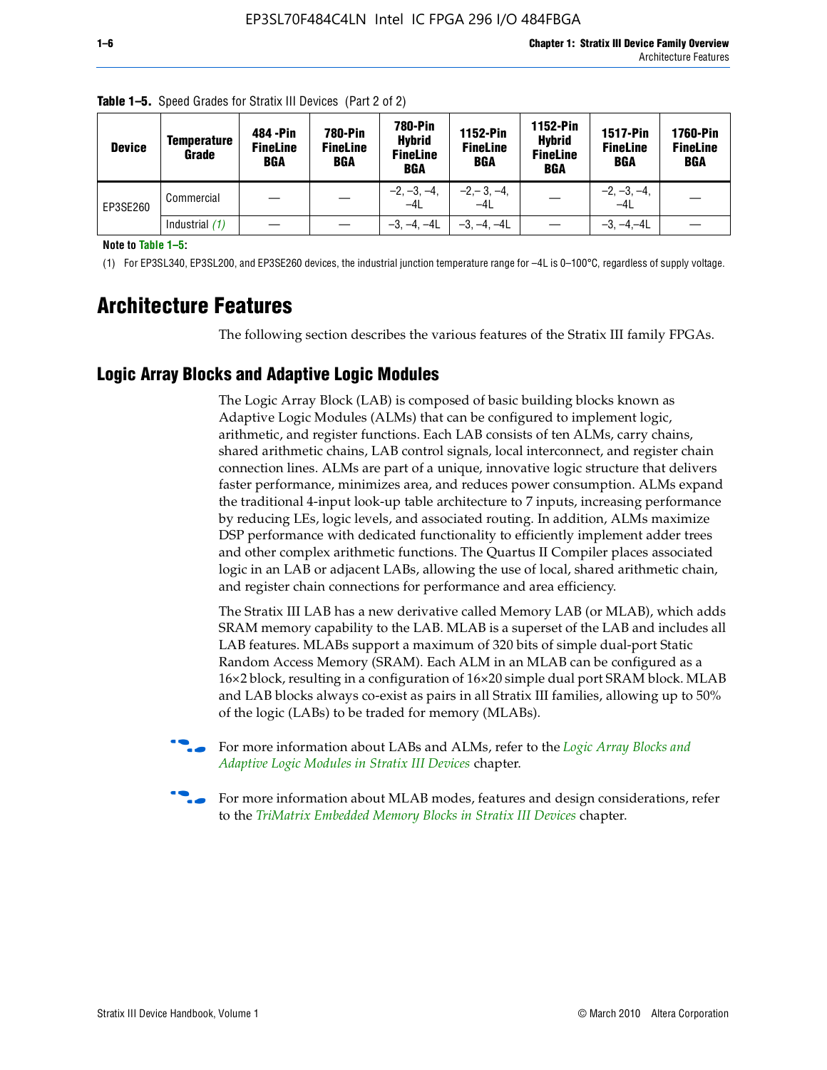**Table 1–5.** Speed Grades for Stratix III Devices (Part 2 of 2)

| Device | Temperature Grade | 484 -Pin FineLine BGA | 780-Pin FineLine BGA | 780-Pin Hybrid FineLine BGA | 1152-Pin FineLine BGA | 1152-Pin Hybrid FineLine BGA | 1517-Pin FineLine BGA | 1760-Pin FineLine BGA |
|---|---|---|---|---|---|---|---|---|
| EP3SE260 | Commercial | — | — | –2, –3, –4, –4L | –2,– 3, –4, –4L | — | –2, –3, –4, –4L | — |
| | Industrial *(1)* | — | — | –3, –4, –4L | –3, –4, –4L | — | –3, –4,–4L | — |

**Note to Table 1–5:**

(1) For EP3SL340, EP3SL200, and EP3SE260 devices, the industrial junction temperature range for –4L is 0–100°C, regardless of supply voltage.

# Architecture Features

The following section describes the various features of the Stratix III family FPGAs.

## Logic Array Blocks and Adaptive Logic Modules

The Logic Array Block (LAB) is composed of basic building blocks known as Adaptive Logic Modules (ALMs) that can be configured to implement logic, arithmetic, and register functions. Each LAB consists of ten ALMs, carry chains, shared arithmetic chains, LAB control signals, local interconnect, and register chain connection lines. ALMs are part of a unique, innovative logic structure that delivers faster performance, minimizes area, and reduces power consumption. ALMs expand the traditional 4-input look-up table architecture to 7 inputs, increasing performance by reducing LEs, logic levels, and associated routing. In addition, ALMs maximize DSP performance with dedicated functionality to efficiently implement adder trees and other complex arithmetic functions. The Quartus II Compiler places associated logic in an LAB or adjacent LABs, allowing the use of local, shared arithmetic chain, and register chain connections for performance and area efficiency.

The Stratix III LAB has a new derivative called Memory LAB (or MLAB), which adds SRAM memory capability to the LAB. MLAB is a superset of the LAB and includes all LAB features. MLABs support a maximum of 320 bits of simple dual-port Static Random Access Memory (SRAM). Each ALM in an MLAB can be configured as a 16×2 block, resulting in a configuration of 16×20 simple dual port SRAM block. MLAB and LAB blocks always co-exist as pairs in all Stratix III families, allowing up to 50% of the logic (LABs) to be traded for memory (MLABs).

For more information about LABs and ALMs, refer to the *Logic Array Blocks and Adaptive Logic Modules in Stratix III Devices* chapter.

For more information about MLAB modes, features and design considerations, refer to the *TriMatrix Embedded Memory Blocks in Stratix III Devices* chapter.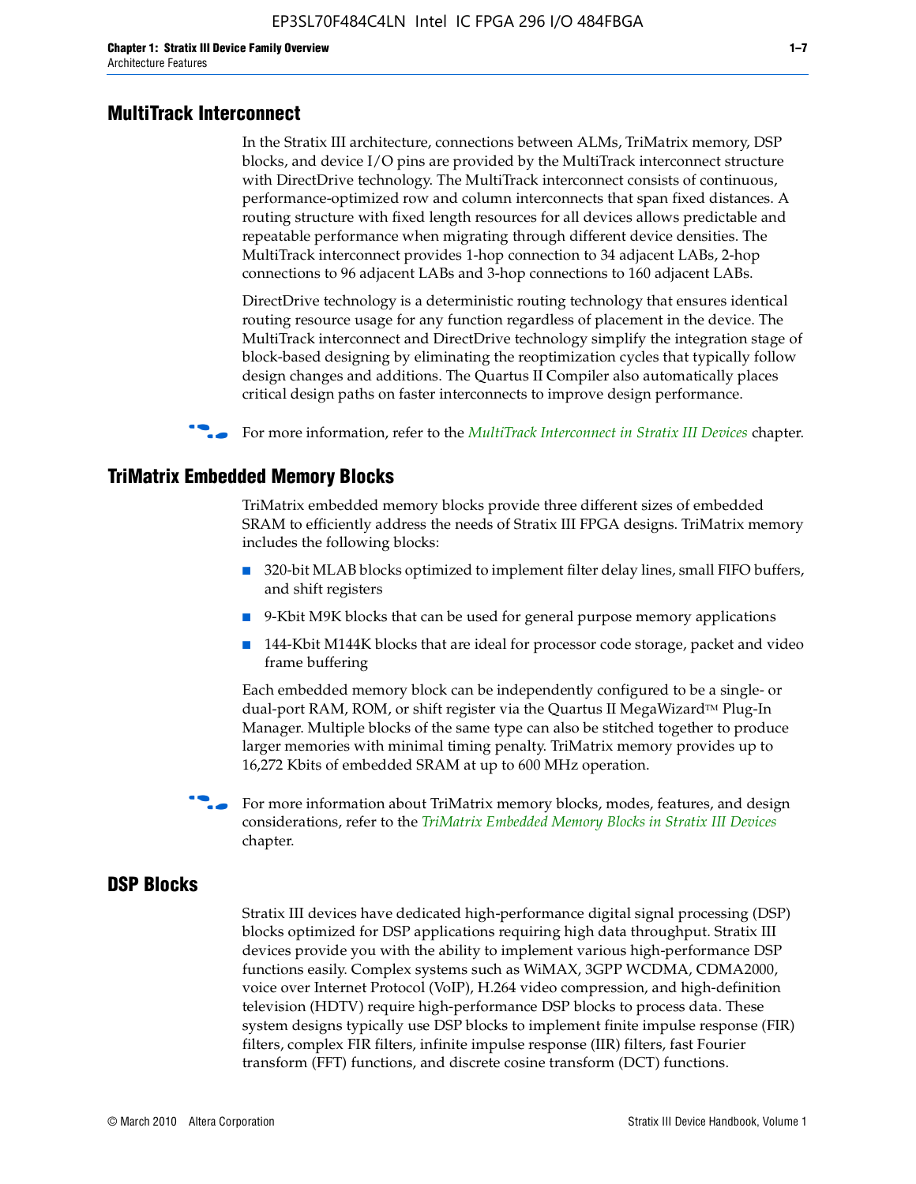## MultiTrack Interconnect

In the Stratix III architecture, connections between ALMs, TriMatrix memory, DSP blocks, and device I/O pins are provided by the MultiTrack interconnect structure with DirectDrive technology. The MultiTrack interconnect consists of continuous, performance-optimized row and column interconnects that span fixed distances. A routing structure with fixed length resources for all devices allows predictable and repeatable performance when migrating through different device densities. The MultiTrack interconnect provides 1-hop connection to 34 adjacent LABs, 2-hop connections to 96 adjacent LABs and 3-hop connections to 160 adjacent LABs.

DirectDrive technology is a deterministic routing technology that ensures identical routing resource usage for any function regardless of placement in the device. The MultiTrack interconnect and DirectDrive technology simplify the integration stage of block-based designing by eliminating the reoptimization cycles that typically follow design changes and additions. The Quartus II Compiler also automatically places critical design paths on faster interconnects to improve design performance.

For more information, refer to the *MultiTrack Interconnect in Stratix III Devices* chapter.

## TriMatrix Embedded Memory Blocks

TriMatrix embedded memory blocks provide three different sizes of embedded SRAM to efficiently address the needs of Stratix III FPGA designs. TriMatrix memory includes the following blocks:

- 320-bit MLAB blocks optimized to implement filter delay lines, small FIFO buffers, and shift registers
- 9-Kbit M9K blocks that can be used for general purpose memory applications
- 144-Kbit M144K blocks that are ideal for processor code storage, packet and video frame buffering

Each embedded memory block can be independently configured to be a single- or dual-port RAM, ROM, or shift register via the Quartus II MegaWizard™ Plug-In Manager. Multiple blocks of the same type can also be stitched together to produce larger memories with minimal timing penalty. TriMatrix memory provides up to 16,272 Kbits of embedded SRAM at up to 600 MHz operation.

For more information about TriMatrix memory blocks, modes, features, and design considerations, refer to the *TriMatrix Embedded Memory Blocks in Stratix III Devices* chapter.

## DSP Blocks

Stratix III devices have dedicated high-performance digital signal processing (DSP) blocks optimized for DSP applications requiring high data throughput. Stratix III devices provide you with the ability to implement various high-performance DSP functions easily. Complex systems such as WiMAX, 3GPP WCDMA, CDMA2000, voice over Internet Protocol (VoIP), H.264 video compression, and high-definition television (HDTV) require high-performance DSP blocks to process data. These system designs typically use DSP blocks to implement finite impulse response (FIR) filters, complex FIR filters, infinite impulse response (IIR) filters, fast Fourier transform (FFT) functions, and discrete cosine transform (DCT) functions.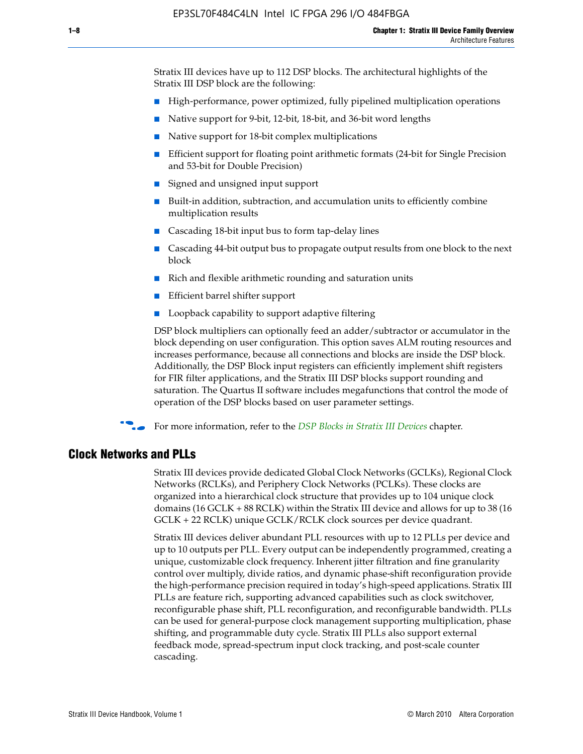Stratix III devices have up to 112 DSP blocks. The architectural highlights of the Stratix III DSP block are the following:

- High-performance, power optimized, fully pipelined multiplication operations
- Native support for 9-bit, 12-bit, 18-bit, and 36-bit word lengths
- Native support for 18-bit complex multiplications
- Efficient support for floating point arithmetic formats (24-bit for Single Precision and 53-bit for Double Precision)
- Signed and unsigned input support
- Built-in addition, subtraction, and accumulation units to efficiently combine multiplication results
- Cascading 18-bit input bus to form tap-delay lines
- Cascading 44-bit output bus to propagate output results from one block to the next block
- Rich and flexible arithmetic rounding and saturation units
- Efficient barrel shifter support
- Loopback capability to support adaptive filtering

DSP block multipliers can optionally feed an adder/subtractor or accumulator in the block depending on user configuration. This option saves ALM routing resources and increases performance, because all connections and blocks are inside the DSP block. Additionally, the DSP Block input registers can efficiently implement shift registers for FIR filter applications, and the Stratix III DSP blocks support rounding and saturation. The Quartus II software includes megafunctions that control the mode of operation of the DSP blocks based on user parameter settings.

For more information, refer to the *DSP Blocks in Stratix III Devices* chapter.

## Clock Networks and PLLs

Stratix III devices provide dedicated Global Clock Networks (GCLKs), Regional Clock Networks (RCLKs), and Periphery Clock Networks (PCLKs). These clocks are organized into a hierarchical clock structure that provides up to 104 unique clock domains (16 GCLK + 88 RCLK) within the Stratix III device and allows for up to 38 (16 GCLK + 22 RCLK) unique GCLK/RCLK clock sources per device quadrant.

Stratix III devices deliver abundant PLL resources with up to 12 PLLs per device and up to 10 outputs per PLL. Every output can be independently programmed, creating a unique, customizable clock frequency. Inherent jitter filtration and fine granularity control over multiply, divide ratios, and dynamic phase-shift reconfiguration provide the high-performance precision required in today's high-speed applications. Stratix III PLLs are feature rich, supporting advanced capabilities such as clock switchover, reconfigurable phase shift, PLL reconfiguration, and reconfigurable bandwidth. PLLs can be used for general-purpose clock management supporting multiplication, phase shifting, and programmable duty cycle. Stratix III PLLs also support external feedback mode, spread-spectrum input clock tracking, and post-scale counter cascading.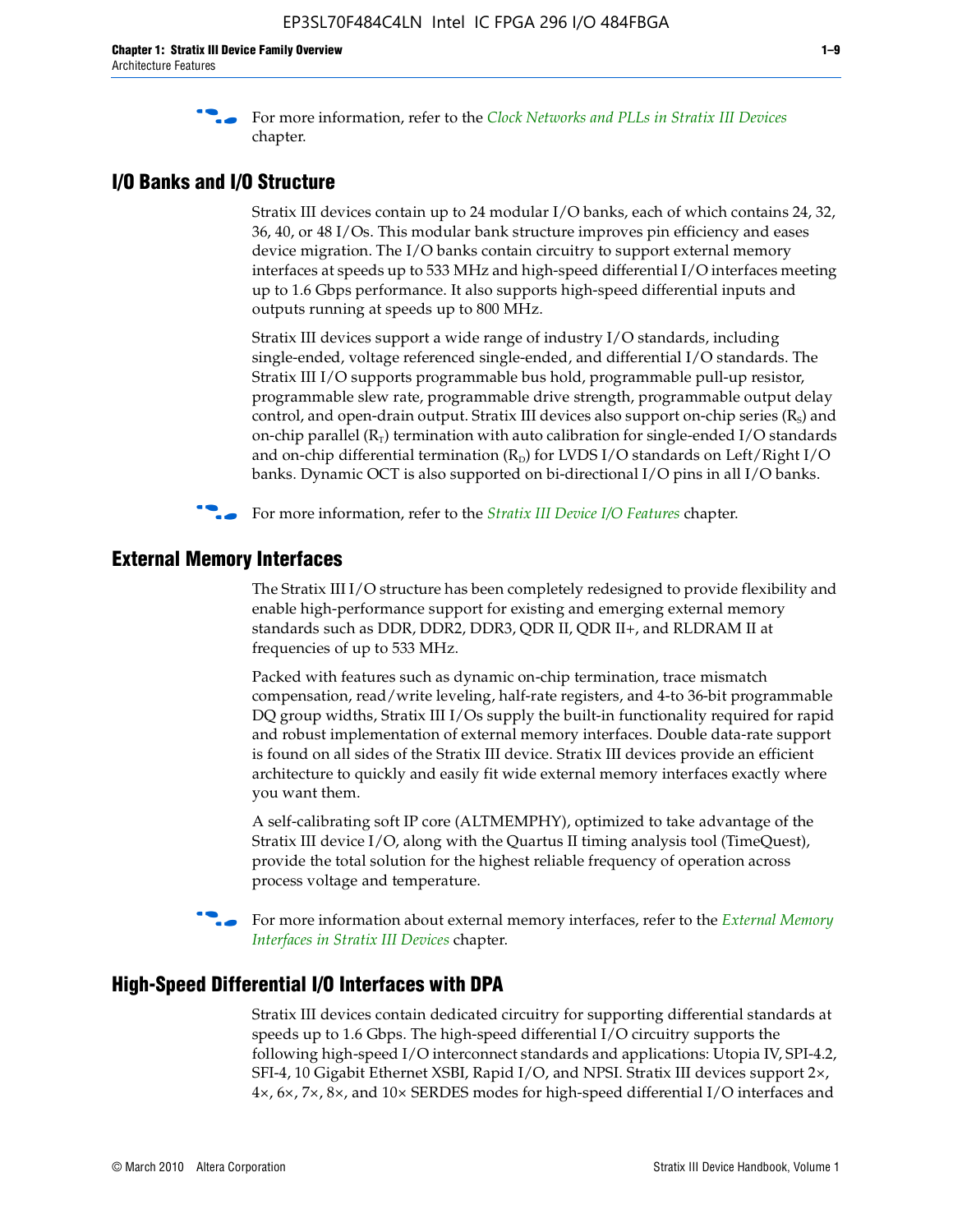For more information, refer to the *Clock Networks and PLLs in Stratix III Devices* chapter.

## I/O Banks and I/O Structure

Stratix III devices contain up to 24 modular I/O banks, each of which contains 24, 32, 36, 40, or 48 I/Os. This modular bank structure improves pin efficiency and eases device migration. The I/O banks contain circuitry to support external memory interfaces at speeds up to 533 MHz and high-speed differential I/O interfaces meeting up to 1.6 Gbps performance. It also supports high-speed differential inputs and outputs running at speeds up to 800 MHz.

Stratix III devices support a wide range of industry I/O standards, including single-ended, voltage referenced single-ended, and differential I/O standards. The Stratix III I/O supports programmable bus hold, programmable pull-up resistor, programmable slew rate, programmable drive strength, programmable output delay control, and open-drain output. Stratix III devices also support on-chip series ($R_S$) and on-chip parallel ($R_T$) termination with auto calibration for single-ended I/O standards and on-chip differential termination ($R_D$) for LVDS I/O standards on Left/Right I/O banks. Dynamic OCT is also supported on bi-directional I/O pins in all I/O banks.

For more information, refer to the *Stratix III Device I/O Features* chapter.

## External Memory Interfaces

The Stratix III I/O structure has been completely redesigned to provide flexibility and enable high-performance support for existing and emerging external memory standards such as DDR, DDR2, DDR3, QDR II, QDR II+, and RLDRAM II at frequencies of up to 533 MHz.

Packed with features such as dynamic on-chip termination, trace mismatch compensation, read/write leveling, half-rate registers, and 4-to 36-bit programmable DQ group widths, Stratix III I/Os supply the built-in functionality required for rapid and robust implementation of external memory interfaces. Double data-rate support is found on all sides of the Stratix III device. Stratix III devices provide an efficient architecture to quickly and easily fit wide external memory interfaces exactly where you want them.

A self-calibrating soft IP core (ALTMEMPHY), optimized to take advantage of the Stratix III device I/O, along with the Quartus II timing analysis tool (TimeQuest), provide the total solution for the highest reliable frequency of operation across process voltage and temperature.

For more information about external memory interfaces, refer to the *External Memory Interfaces in Stratix III Devices* chapter.

## High-Speed Differential I/O Interfaces with DPA

Stratix III devices contain dedicated circuitry for supporting differential standards at speeds up to 1.6 Gbps. The high-speed differential I/O circuitry supports the following high-speed I/O interconnect standards and applications: Utopia IV, SPI-4.2, SFI-4, 10 Gigabit Ethernet XSBI, Rapid I/O, and NPSI. Stratix III devices support 2×, 4×, 6×, 7×, 8×, and 10× SERDES modes for high-speed differential I/O interfaces and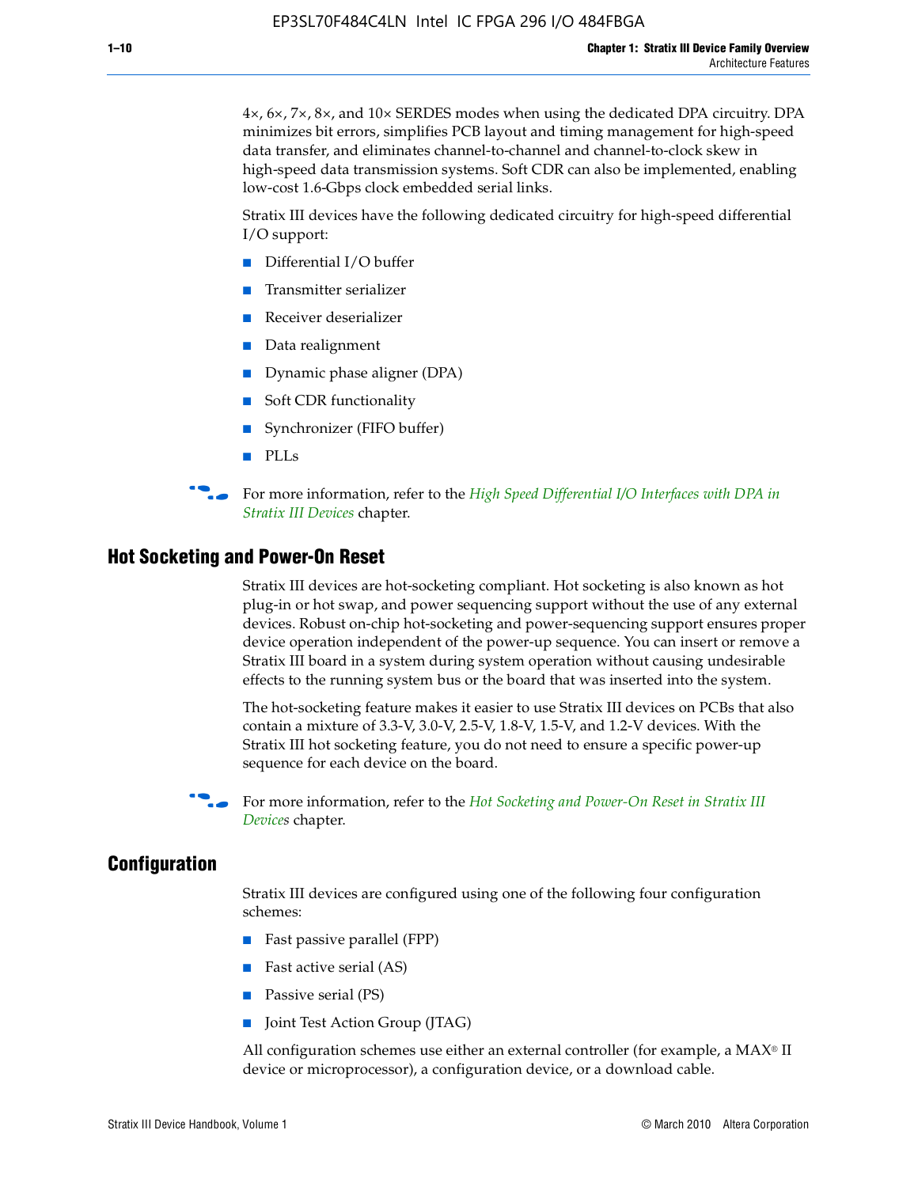4×, 6×, 7×, 8×, and 10× SERDES modes when using the dedicated DPA circuitry. DPA minimizes bit errors, simplifies PCB layout and timing management for high-speed data transfer, and eliminates channel-to-channel and channel-to-clock skew in high-speed data transmission systems. Soft CDR can also be implemented, enabling low-cost 1.6-Gbps clock embedded serial links.

Stratix III devices have the following dedicated circuitry for high-speed differential I/O support:

- Differential I/O buffer
- Transmitter serializer
- Receiver deserializer
- Data realignment
- Dynamic phase aligner (DPA)
- Soft CDR functionality
- Synchronizer (FIFO buffer)
- PLLs

For more information, refer to the *High Speed Differential I/O Interfaces with DPA in Stratix III Devices* chapter.

## Hot Socketing and Power-On Reset

Stratix III devices are hot-socketing compliant. Hot socketing is also known as hot plug-in or hot swap, and power sequencing support without the use of any external devices. Robust on-chip hot-socketing and power-sequencing support ensures proper device operation independent of the power-up sequence. You can insert or remove a Stratix III board in a system during system operation without causing undesirable effects to the running system bus or the board that was inserted into the system.

The hot-socketing feature makes it easier to use Stratix III devices on PCBs that also contain a mixture of 3.3-V, 3.0-V, 2.5-V, 1.8-V, 1.5-V, and 1.2-V devices. With the Stratix III hot socketing feature, you do not need to ensure a specific power-up sequence for each device on the board.

For more information, refer to the *Hot Socketing and Power-On Reset in Stratix III Devices* chapter.

## Configuration

Stratix III devices are configured using one of the following four configuration schemes:

- Fast passive parallel (FPP)
- Fast active serial (AS)
- Passive serial (PS)
- Joint Test Action Group (JTAG)

All configuration schemes use either an external controller (for example, a MAX® II device or microprocessor), a configuration device, or a download cable.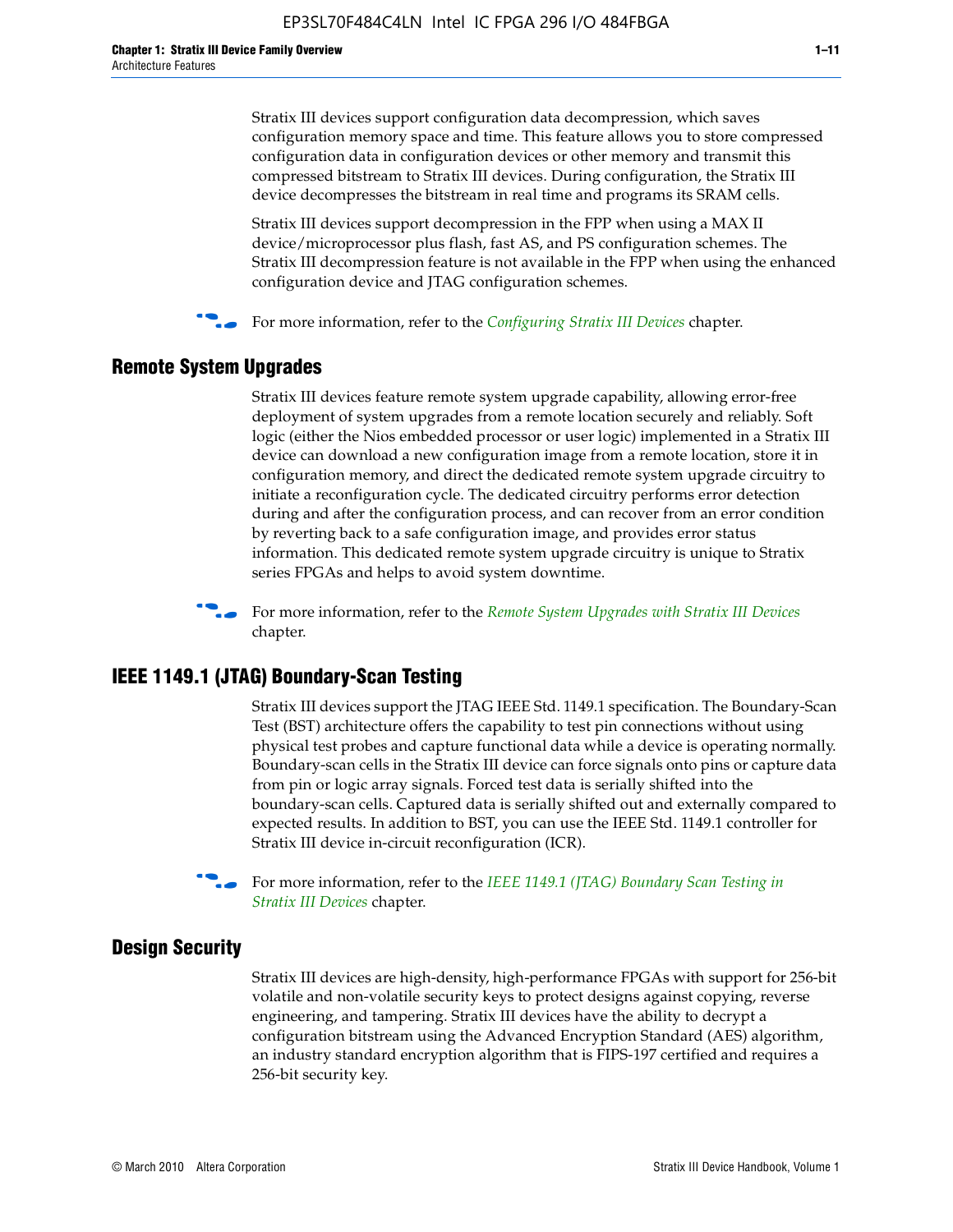Stratix III devices support configuration data decompression, which saves configuration memory space and time. This feature allows you to store compressed configuration data in configuration devices or other memory and transmit this compressed bitstream to Stratix III devices. During configuration, the Stratix III device decompresses the bitstream in real time and programs its SRAM cells.

Stratix III devices support decompression in the FPP when using a MAX II device/microprocessor plus flash, fast AS, and PS configuration schemes. The Stratix III decompression feature is not available in the FPP when using the enhanced configuration device and JTAG configuration schemes.

For more information, refer to the *Configuring Stratix III Devices* chapter.

## Remote System Upgrades

Stratix III devices feature remote system upgrade capability, allowing error-free deployment of system upgrades from a remote location securely and reliably. Soft logic (either the Nios embedded processor or user logic) implemented in a Stratix III device can download a new configuration image from a remote location, store it in configuration memory, and direct the dedicated remote system upgrade circuitry to initiate a reconfiguration cycle. The dedicated circuitry performs error detection during and after the configuration process, and can recover from an error condition by reverting back to a safe configuration image, and provides error status information. This dedicated remote system upgrade circuitry is unique to Stratix series FPGAs and helps to avoid system downtime.

For more information, refer to the *Remote System Upgrades with Stratix III Devices* chapter.

## IEEE 1149.1 (JTAG) Boundary-Scan Testing

Stratix III devices support the JTAG IEEE Std. 1149.1 specification. The Boundary-Scan Test (BST) architecture offers the capability to test pin connections without using physical test probes and capture functional data while a device is operating normally. Boundary-scan cells in the Stratix III device can force signals onto pins or capture data from pin or logic array signals. Forced test data is serially shifted into the boundary-scan cells. Captured data is serially shifted out and externally compared to expected results. In addition to BST, you can use the IEEE Std. 1149.1 controller for Stratix III device in-circuit reconfiguration (ICR).

For more information, refer to the *IEEE 1149.1 (JTAG) Boundary Scan Testing in Stratix III Devices* chapter.

## Design Security

Stratix III devices are high-density, high-performance FPGAs with support for 256-bit volatile and non-volatile security keys to protect designs against copying, reverse engineering, and tampering. Stratix III devices have the ability to decrypt a configuration bitstream using the Advanced Encryption Standard (AES) algorithm, an industry standard encryption algorithm that is FIPS-197 certified and requires a 256-bit security key.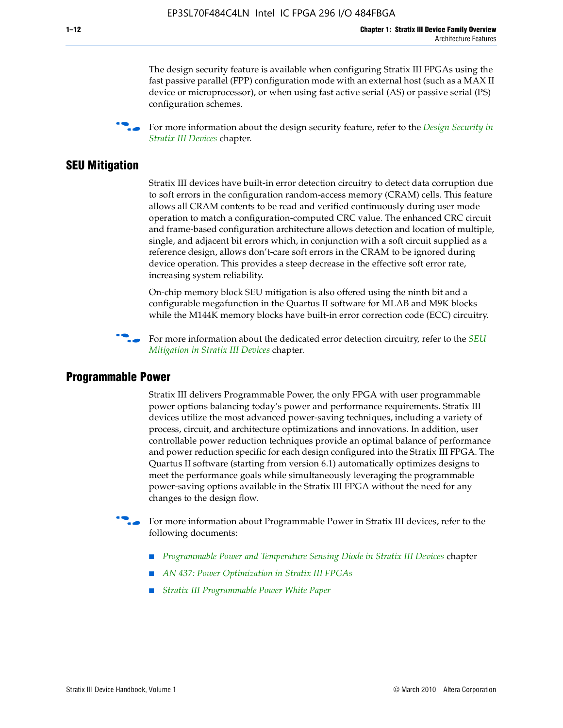The design security feature is available when configuring Stratix III FPGAs using the fast passive parallel (FPP) configuration mode with an external host (such as a MAX II device or microprocessor), or when using fast active serial (AS) or passive serial (PS) configuration schemes.

For more information about the design security feature, refer to the *Design Security in Stratix III Devices* chapter.

## SEU Mitigation

Stratix III devices have built-in error detection circuitry to detect data corruption due to soft errors in the configuration random-access memory (CRAM) cells. This feature allows all CRAM contents to be read and verified continuously during user mode operation to match a configuration-computed CRC value. The enhanced CRC circuit and frame-based configuration architecture allows detection and location of multiple, single, and adjacent bit errors which, in conjunction with a soft circuit supplied as a reference design, allows don't-care soft errors in the CRAM to be ignored during device operation. This provides a steep decrease in the effective soft error rate, increasing system reliability.

On-chip memory block SEU mitigation is also offered using the ninth bit and a configurable megafunction in the Quartus II software for MLAB and M9K blocks while the M144K memory blocks have built-in error correction code (ECC) circuitry.

For more information about the dedicated error detection circuitry, refer to the *SEU Mitigation in Stratix III Devices* chapter.

## Programmable Power

Stratix III delivers Programmable Power, the only FPGA with user programmable power options balancing today's power and performance requirements. Stratix III devices utilize the most advanced power-saving techniques, including a variety of process, circuit, and architecture optimizations and innovations. In addition, user controllable power reduction techniques provide an optimal balance of performance and power reduction specific for each design configured into the Stratix III FPGA. The Quartus II software (starting from version 6.1) automatically optimizes designs to meet the performance goals while simultaneously leveraging the programmable power-saving options available in the Stratix III FPGA without the need for any changes to the design flow.

For more information about Programmable Power in Stratix III devices, refer to the following documents:

- *Programmable Power and Temperature Sensing Diode in Stratix III Devices* chapter
- *AN 437: Power Optimization in Stratix III FPGAs*
- *Stratix III Programmable Power White Paper*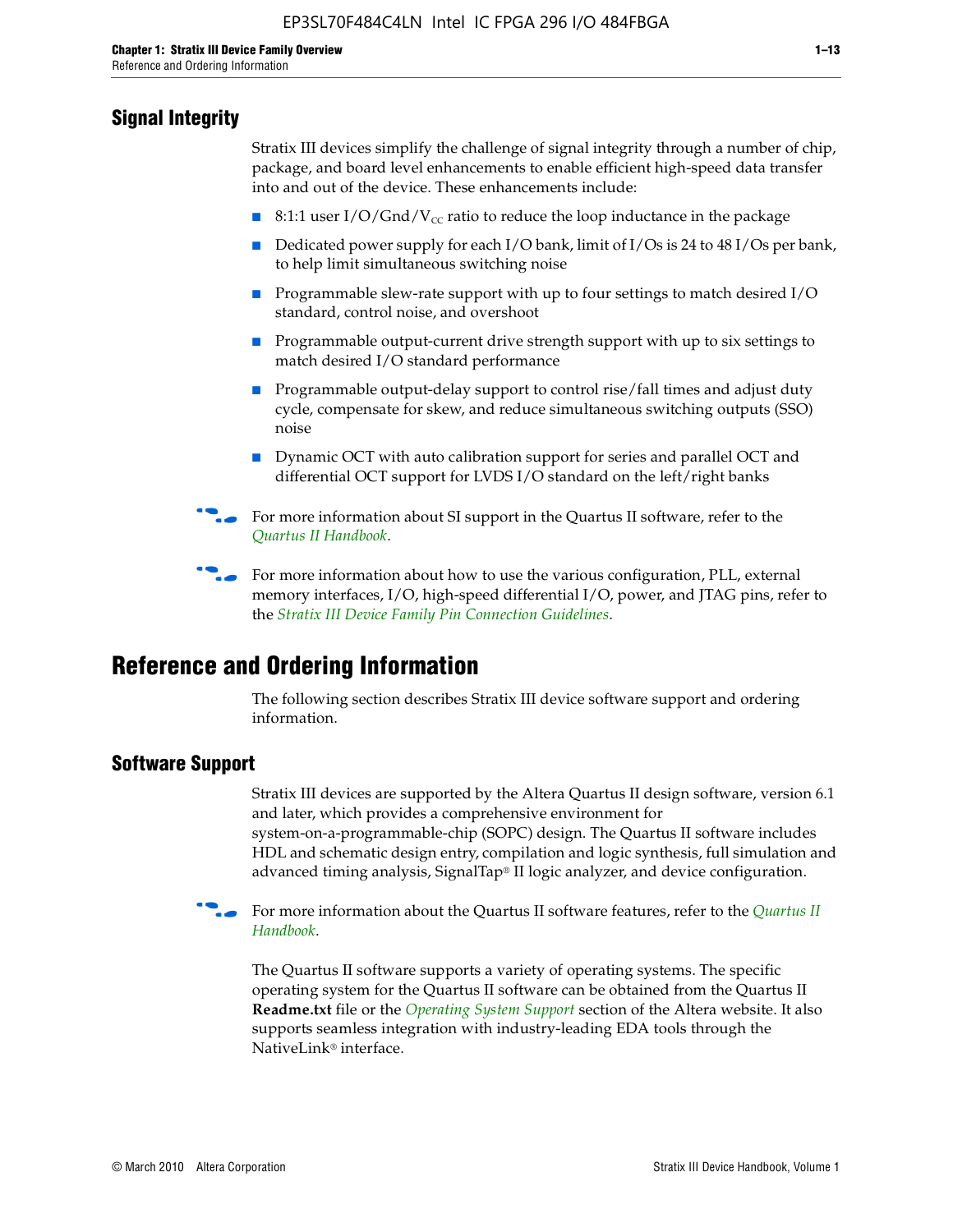## Signal Integrity

Stratix III devices simplify the challenge of signal integrity through a number of chip, package, and board level enhancements to enable efficient high-speed data transfer into and out of the device. These enhancements include:

- 8:1:1 user I/O/Gnd/$V_{CC}$ ratio to reduce the loop inductance in the package
- Dedicated power supply for each I/O bank, limit of I/Os is 24 to 48 I/Os per bank, to help limit simultaneous switching noise
- Programmable slew-rate support with up to four settings to match desired I/O standard, control noise, and overshoot
- Programmable output-current drive strength support with up to six settings to match desired I/O standard performance
- Programmable output-delay support to control rise/fall times and adjust duty cycle, compensate for skew, and reduce simultaneous switching outputs (SSO) noise
- Dynamic OCT with auto calibration support for series and parallel OCT and differential OCT support for LVDS I/O standard on the left/right banks

For more information about SI support in the Quartus II software, refer to the *Quartus II Handbook*.

For more information about how to use the various configuration, PLL, external memory interfaces, I/O, high-speed differential I/O, power, and JTAG pins, refer to the *Stratix III Device Family Pin Connection Guidelines*.

# Reference and Ordering Information

The following section describes Stratix III device software support and ordering information.

## Software Support

Stratix III devices are supported by the Altera Quartus II design software, version 6.1 and later, which provides a comprehensive environment for system-on-a-programmable-chip (SOPC) design. The Quartus II software includes HDL and schematic design entry, compilation and logic synthesis, full simulation and advanced timing analysis, SignalTap® II logic analyzer, and device configuration.

For more information about the Quartus II software features, refer to the *Quartus II Handbook*.

The Quartus II software supports a variety of operating systems. The specific operating system for the Quartus II software can be obtained from the Quartus II **Readme.txt** file or the *Operating System Support* section of the Altera website. It also supports seamless integration with industry-leading EDA tools through the NativeLink® interface.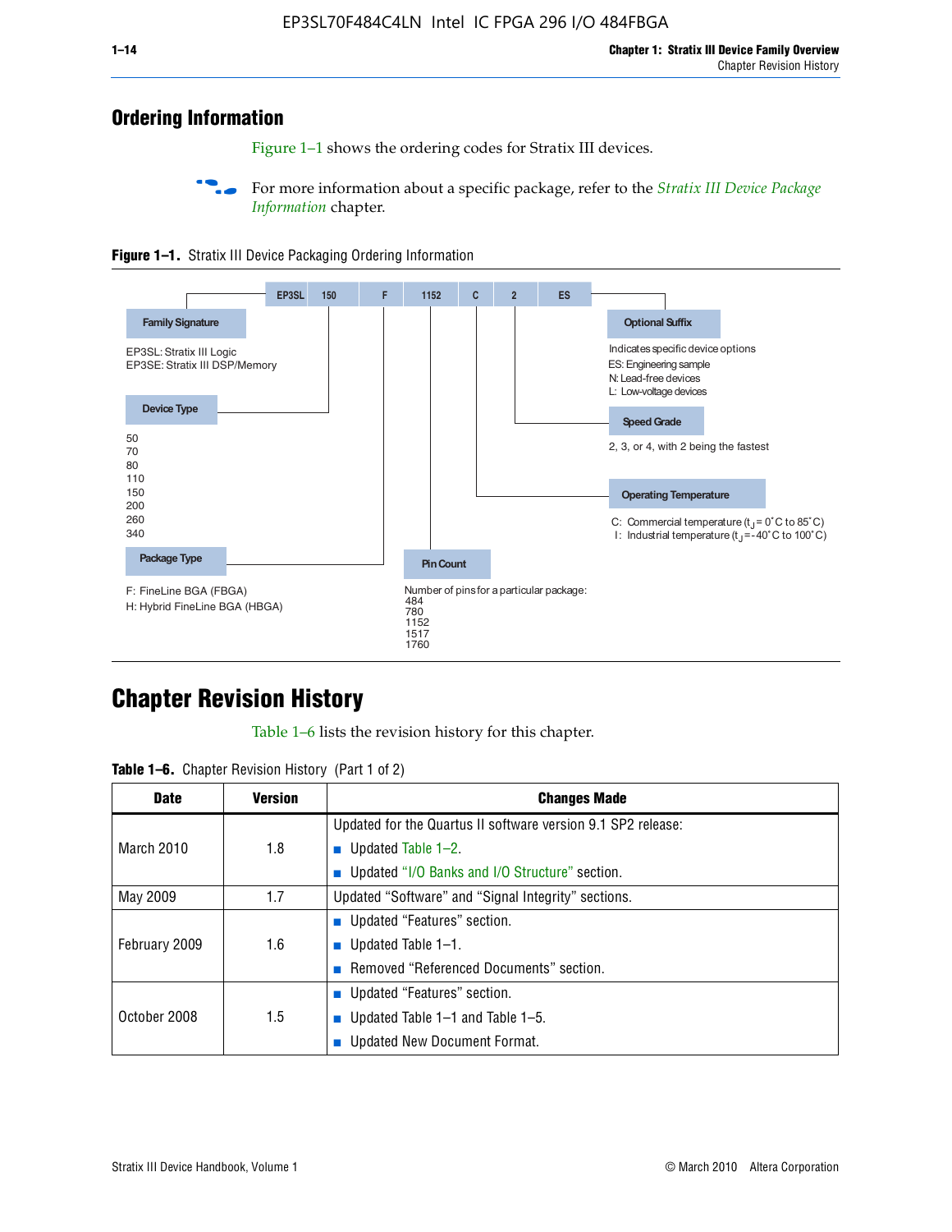## Ordering Information

Figure 1–1 shows the ordering codes for Stratix III devices.

For more information about a specific package, refer to the *Stratix III Device Package Information* chapter.

**Figure 1–1.** Stratix III Device Packaging Ordering Information

EP3SL 150 F 1152 C 2 ES

**Family Signature**

EP3SL: Stratix III Logic
EP3SE: Stratix III DSP/Memory

**Device Type**

50
70
80
110
150
200
260
340

**Package Type**

F: FineLine BGA (FBGA)
H: Hybrid FineLine BGA (HBGA)

**Pin Count**

Number of pins for a particular package:
484
780
1152
1517
1760

**Operating Temperature**

C: Commercial temperature ($t_J$ = 0˚C to 85˚C)
I: Industrial temperature ($t_J$ = -40˚C to 100˚C)

**Speed Grade**

2, 3, or 4, with 2 being the fastest

**Optional Suffix**

Indicates specific device options
ES: Engineering sample
N: Lead-free devices
L: Low-voltage devices

## Chapter Revision History

Table 1–6 lists the revision history for this chapter.

**Table 1–6.** Chapter Revision History (Part 1 of 2)

| Date | Version | Changes Made |
|---|---|---|
| March 2010 | 1.8 | Updated for the Quartus II software version 9.1 SP2 release:<br>■ Updated Table 1–2.<br>■ Updated "I/O Banks and I/O Structure" section. |
| May 2009 | 1.7 | Updated "Software" and "Signal Integrity" sections. |
| February 2009 | 1.6 | ■ Updated "Features" section.<br>■ Updated Table 1–1.<br>■ Removed "Referenced Documents" section. |
| October 2008 | 1.5 | ■ Updated "Features" section.<br>■ Updated Table 1–1 and Table 1–5.<br>■ Updated New Document Format. |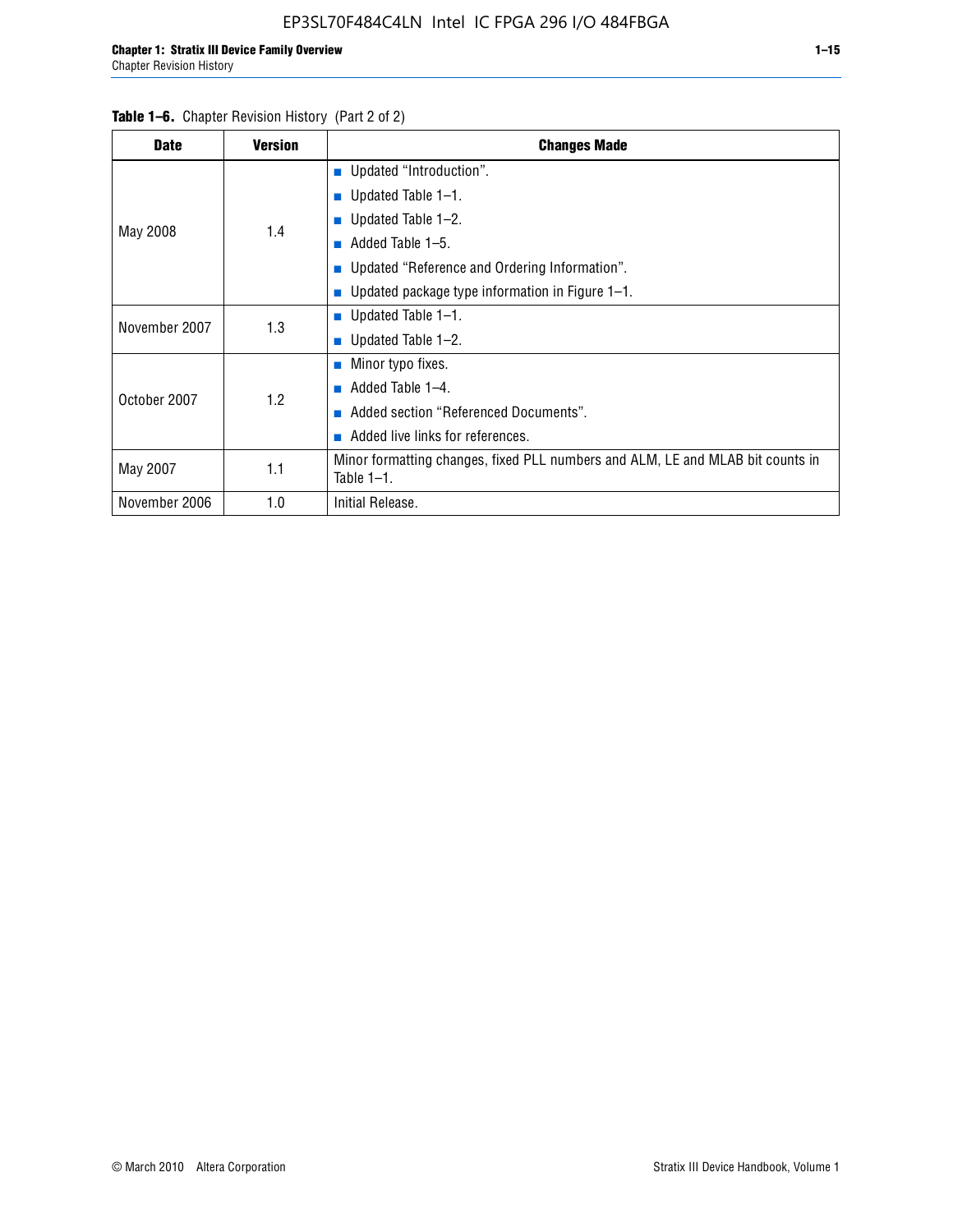**Table 1–6.** Chapter Revision History (Part 2 of 2)

| Date | Version | Changes Made |
|---|---|---|
| May 2008 | 1.4 | ■ Updated "Introduction".<br>■ Updated Table 1–1.<br>■ Updated Table 1–2.<br>■ Added Table 1–5.<br>■ Updated "Reference and Ordering Information".<br>■ Updated package type information in Figure 1–1. |
| November 2007 | 1.3 | ■ Updated Table 1–1.<br>■ Updated Table 1–2. |
| October 2007 | 1.2 | ■ Minor typo fixes.<br>■ Added Table 1–4.<br>■ Added section "Referenced Documents".<br>■ Added live links for references. |
| May 2007 | 1.1 | Minor formatting changes, fixed PLL numbers and ALM, LE and MLAB bit counts in Table 1–1. |
| November 2006 | 1.0 | Initial Release. |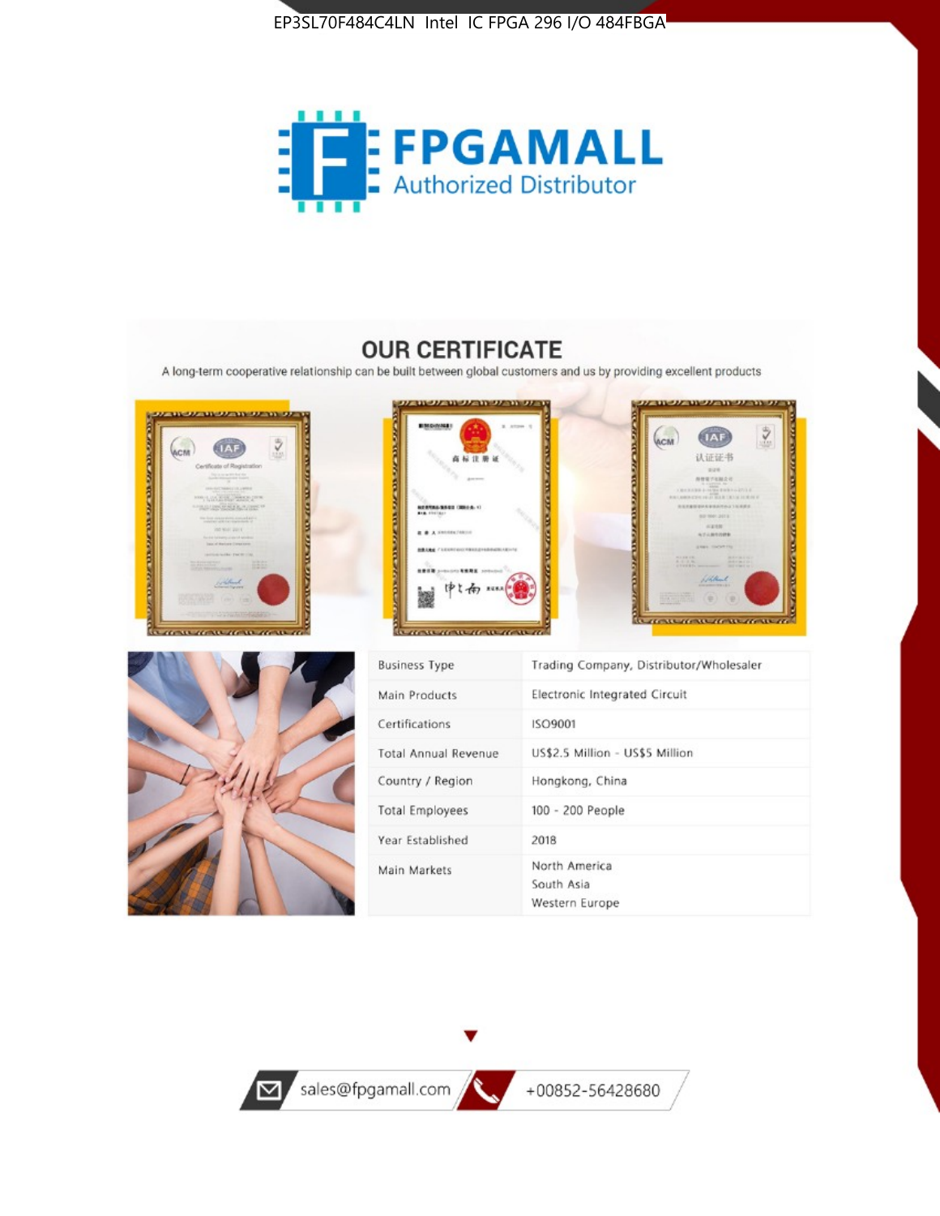# FPGAMALL

Authorized Distributor

## OUR CERTIFICATE

A long-term cooperative relationship can be built between global customers and us by providing excellent products

| | |
|---|---|
| Business Type | Trading Company, Distributor/Wholesaler |
| Main Products | Electronic Integrated Circuit |
| Certifications | ISO9001 |
| Total Annual Revenue | US$2.5 Million - US$5 Million |
| Country / Region | Hongkong, China |
| Total Employees | 100 - 200 People |
| Year Established | 2018 |
| Main Markets | North America<br>South Asia<br>Western Europe |

sales@fpgamall.com

+00852-56428680